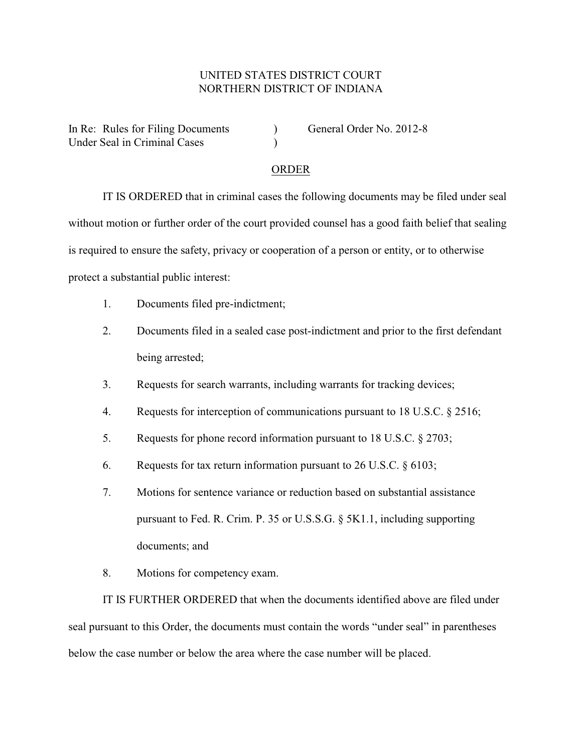UNITED STATES DISTRICT COURT
NORTHERN DISTRICT OF INDIANA

In Re: Rules for Filing Documents Under Seal in Criminal Cases ) General Order No. 2012-8

## ORDER

IT IS ORDERED that in criminal cases the following documents may be filed under seal without motion or further order of the court provided counsel has a good faith belief that sealing is required to ensure the safety, privacy or cooperation of a person or entity, or to otherwise protect a substantial public interest:

1. Documents filed pre-indictment;
2. Documents filed in a sealed case post-indictment and prior to the first defendant being arrested;
3. Requests for search warrants, including warrants for tracking devices;
4. Requests for interception of communications pursuant to 18 U.S.C. § 2516;
5. Requests for phone record information pursuant to 18 U.S.C. § 2703;
6. Requests for tax return information pursuant to 26 U.S.C. § 6103;
7. Motions for sentence variance or reduction based on substantial assistance pursuant to Fed. R. Crim. P. 35 or U.S.S.G. § 5K1.1, including supporting documents; and
8. Motions for competency exam.

IT IS FURTHER ORDERED that when the documents identified above are filed under seal pursuant to this Order, the documents must contain the words "under seal" in parentheses below the case number or below the area where the case number will be placed.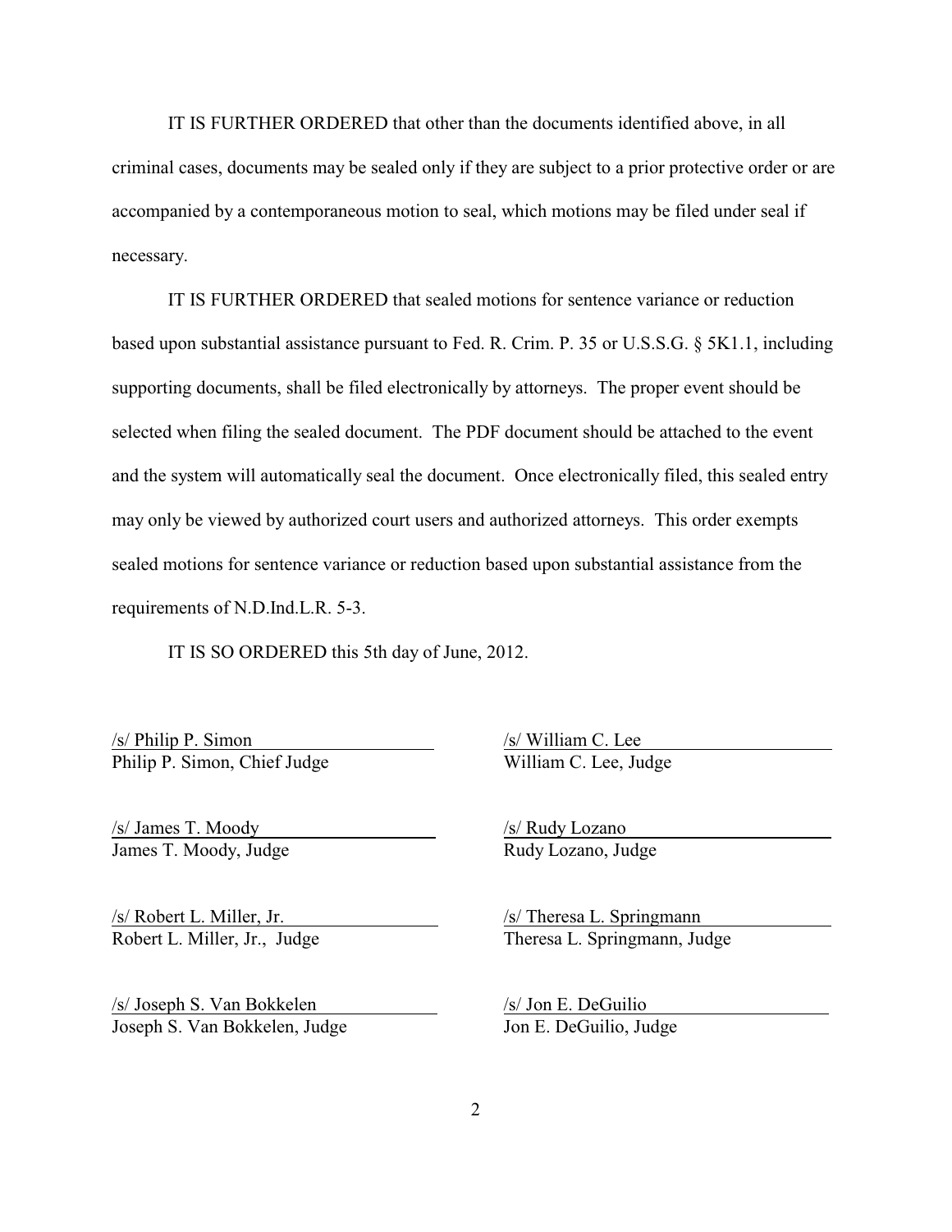IT IS FURTHER ORDERED that other than the documents identified above, in all criminal cases, documents may be sealed only if they are subject to a prior protective order or are accompanied by a contemporaneous motion to seal, which motions may be filed under seal if necessary.

IT IS FURTHER ORDERED that sealed motions for sentence variance or reduction based upon substantial assistance pursuant to Fed. R. Crim. P. 35 or U.S.S.G. § 5K1.1, including supporting documents, shall be filed electronically by attorneys. The proper event should be selected when filing the sealed document. The PDF document should be attached to the event and the system will automatically seal the document. Once electronically filed, this sealed entry may only be viewed by authorized court users and authorized attorneys. This order exempts sealed motions for sentence variance or reduction based upon substantial assistance from the requirements of N.D.Ind.L.R. 5-3.

IT IS SO ORDERED this 5th day of June, 2012.

/s/ Philip P. Simon
Philip P. Simon, Chief Judge

/s/ William C. Lee
William C. Lee, Judge

/s/ James T. Moody
James T. Moody, Judge

/s/ Rudy Lozano
Rudy Lozano, Judge

/s/ Robert L. Miller, Jr.
Robert L. Miller, Jr., Judge

/s/ Theresa L. Springmann
Theresa L. Springmann, Judge

/s/ Joseph S. Van Bokkelen
Joseph S. Van Bokkelen, Judge

/s/ Jon E. DeGuilio
Jon E. DeGuilio, Judge